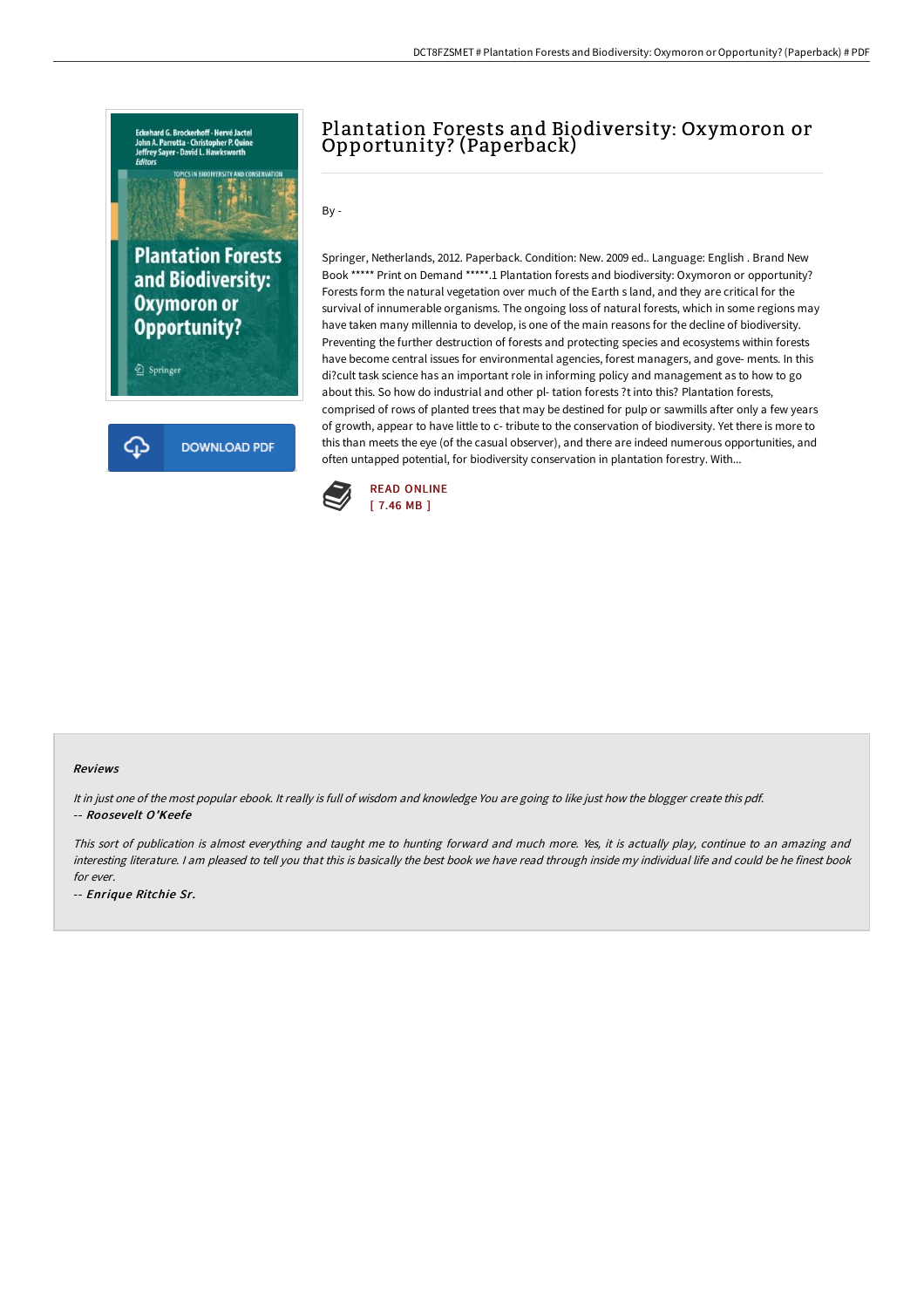# Plantation Forests and Biodiversity: Oxymoron or Opportunity? (Paperback)

By -

Springer, Netherlands, 2012. Paperback. Condition: New. 2009 ed.. Language: English . Brand New Book ***** Print on Demand *****.1 Plantation forests and biodiversity: Oxymoron or opportunity? Forests form the natural vegetation over much of the Earth s land, and they are critical for the survival of innumerable organisms. The ongoing loss of natural forests, which in some regions may have taken many millennia to develop, is one of the main reasons for the decline of biodiversity. Preventing the further destruction of forests and protecting species and ecosystems within forests have become central issues for environmental agencies, forest managers, and gove- ments. In this di?cult task science has an important role in informing policy and management as to how to go about this. So how do industrial and other pl- tation forests ?t into this? Plantation forests, comprised of rows of planted trees that may be destined for pulp or sawmills after only a few years of growth, appear to have little to c- tribute to the conservation of biodiversity. Yet there is more to this than meets the eye (of the casual observer), and there are indeed numerous opportunities, and often untapped potential, for biodiversity conservation in plantation forestry. With...

READ ONLINE
[ 7.46 MB ]

DOWNLOAD PDF

### Reviews

*It in just one of the most popular ebook. It really is full of wisdom and knowledge You are going to like just how the blogger create this pdf.*

-- ***Roosevelt O'Keefe***

*This sort of publication is almost everything and taught me to hunting forward and much more. Yes, it is actually play, continue to an amazing and interesting literature. I am pleased to tell you that this is basically the best book we have read through inside my individual life and could be he finest book for ever.*

-- ***Enrique Ritchie Sr.***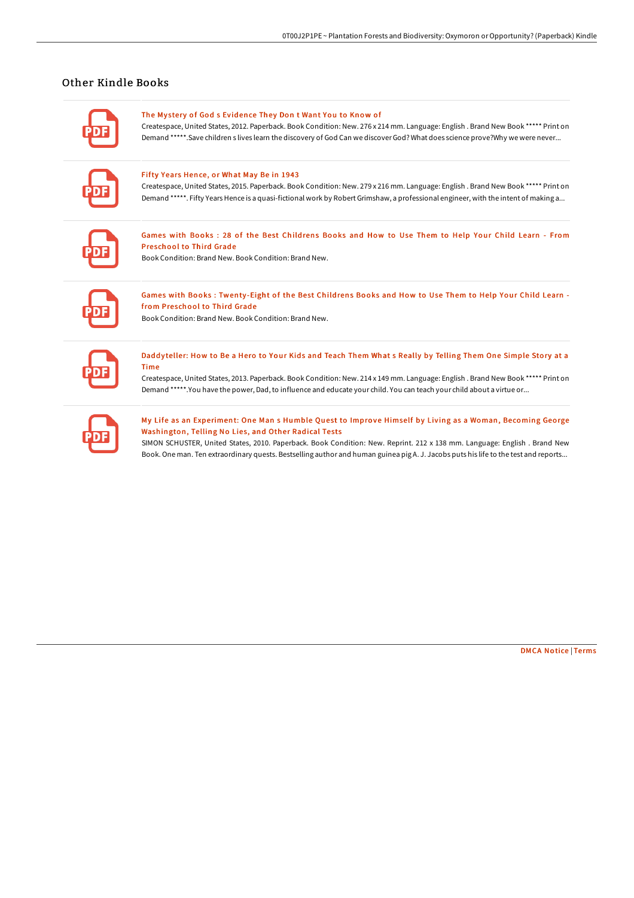## Other Kindle Books

### The Mystery of God s Evidence They Don t Want You to Know of

Createspace, United States, 2012. Paperback. Book Condition: New. 276 x 214 mm. Language: English . Brand New Book ***** Print on Demand *****.Save children s lives learn the discovery of God Can we discover God? What does science prove?Why we were never...

### Fifty Years Hence, or What May Be in 1943

Createspace, United States, 2015. Paperback. Book Condition: New. 279 x 216 mm. Language: English . Brand New Book ***** Print on Demand *****. Fifty Years Hence is a quasi-fictional work by Robert Grimshaw, a professional engineer, with the intent of making a...

### Games with Books : 28 of the Best Childrens Books and How to Use Them to Help Your Child Learn - From Preschool to Third Grade

Book Condition: Brand New. Book Condition: Brand New.

### Games with Books : Twenty-Eight of the Best Childrens Books and How to Use Them to Help Your Child Learn - from Preschool to Third Grade

Book Condition: Brand New. Book Condition: Brand New.

### Daddyteller: How to Be a Hero to Your Kids and Teach Them What s Really by Telling Them One Simple Story at a Time

Createspace, United States, 2013. Paperback. Book Condition: New. 214 x 149 mm. Language: English . Brand New Book ***** Print on Demand *****.You have the power, Dad, to influence and educate your child. You can teach your child about a virtue or...

### My Life as an Experiment: One Man s Humble Quest to Improve Himself by Living as a Woman, Becoming George Washington, Telling No Lies, and Other Radical Tests

SIMON SCHUSTER, United States, 2010. Paperback. Book Condition: New. Reprint. 212 x 138 mm. Language: English . Brand New Book. One man. Ten extraordinary quests. Bestselling author and human guinea pig A. J. Jacobs puts his life to the test and reports...

DMCA Notice | Terms